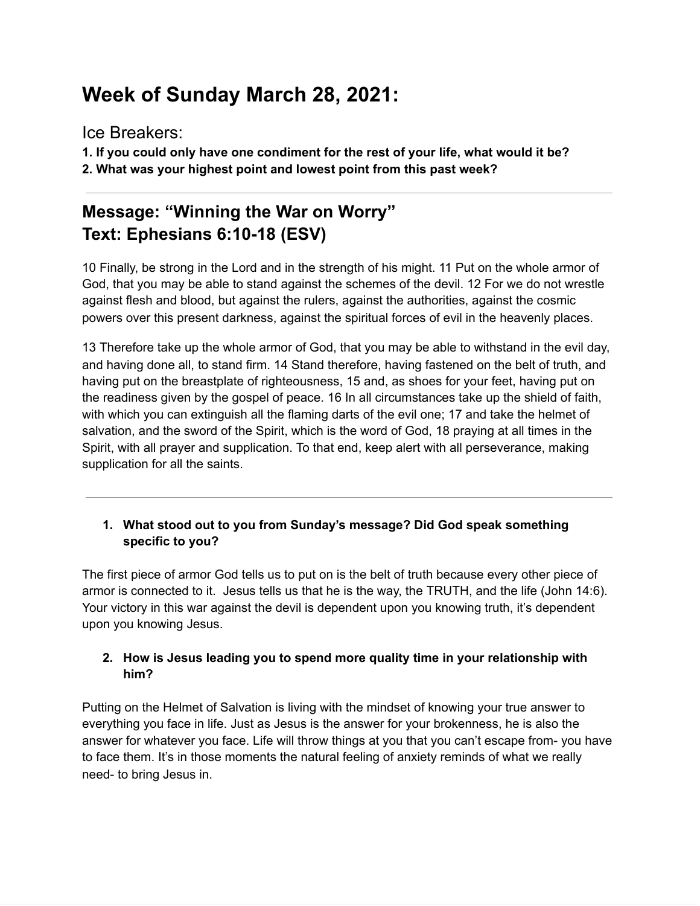# Week of Sunday March 28, 2021:

## Ice Breakers:

**1. If you could only have one condiment for the rest of your life, what would it be?**
**2. What was your highest point and lowest point from this past week?**

---

## Message: "Winning the War on Worry"
## Text: Ephesians 6:10-18 (ESV)

10 Finally, be strong in the Lord and in the strength of his might. 11 Put on the whole armor of God, that you may be able to stand against the schemes of the devil. 12 For we do not wrestle against flesh and blood, but against the rulers, against the authorities, against the cosmic powers over this present darkness, against the spiritual forces of evil in the heavenly places.

13 Therefore take up the whole armor of God, that you may be able to withstand in the evil day, and having done all, to stand firm. 14 Stand therefore, having fastened on the belt of truth, and having put on the breastplate of righteousness, 15 and, as shoes for your feet, having put on the readiness given by the gospel of peace. 16 In all circumstances take up the shield of faith, with which you can extinguish all the flaming darts of the evil one; 17 and take the helmet of salvation, and the sword of the Spirit, which is the word of God, 18 praying at all times in the Spirit, with all prayer and supplication. To that end, keep alert with all perseverance, making supplication for all the saints.

---

1. **What stood out to you from Sunday's message? Did God speak something specific to you?**

The first piece of armor God tells us to put on is the belt of truth because every other piece of armor is connected to it. Jesus tells us that he is the way, the TRUTH, and the life (John 14:6). Your victory in this war against the devil is dependent upon you knowing truth, it's dependent upon you knowing Jesus.

2. **How is Jesus leading you to spend more quality time in your relationship with him?**

Putting on the Helmet of Salvation is living with the mindset of knowing your true answer to everything you face in life. Just as Jesus is the answer for your brokenness, he is also the answer for whatever you face. Life will throw things at you that you can't escape from- you have to face them. It's in those moments the natural feeling of anxiety reminds of what we really need- to bring Jesus in.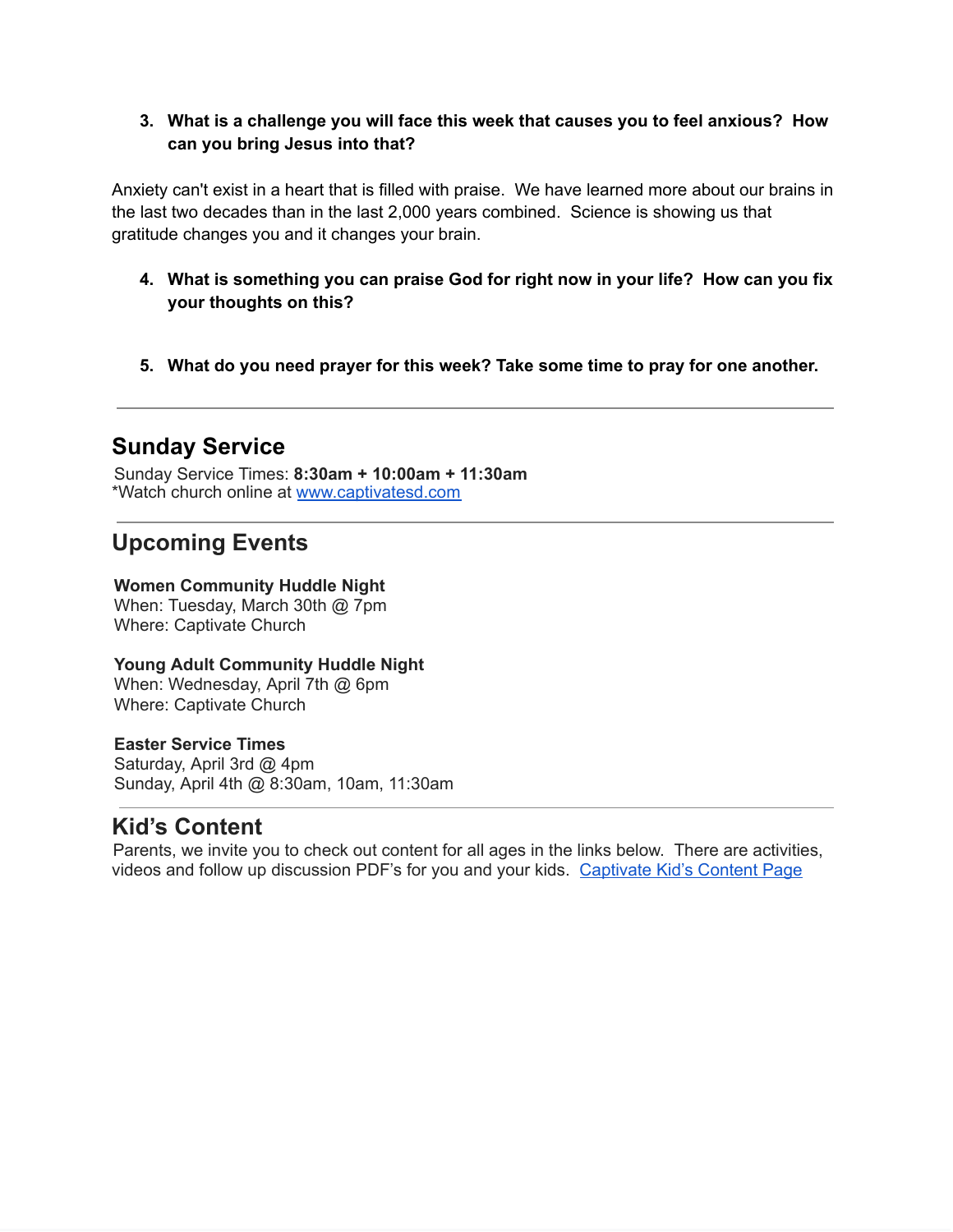3. **What is a challenge you will face this week that causes you to feel anxious? How can you bring Jesus into that?**

Anxiety can't exist in a heart that is filled with praise. We have learned more about our brains in the last two decades than in the last 2,000 years combined. Science is showing us that gratitude changes you and it changes your brain.

4. **What is something you can praise God for right now in your life? How can you fix your thoughts on this?**

5. **What do you need prayer for this week? Take some time to pray for one another.**

---

## Sunday Service

Sunday Service Times: **8:30am + 10:00am + 11:30am**
*Watch church online at [www.captivatesd.com](www.captivatesd.com)

---

## Upcoming Events

**Women Community Huddle Night**
When: Tuesday, March 30th @ 7pm
Where: Captivate Church

**Young Adult Community Huddle Night**
When: Wednesday, April 7th @ 6pm
Where: Captivate Church

**Easter Service Times**
Saturday, April 3rd @ 4pm
Sunday, April 4th @ 8:30am, 10am, 11:30am

---

## Kid's Content

Parents, we invite you to check out content for all ages in the links below. There are activities, videos and follow up discussion PDF's for you and your kids. Captivate Kid's Content Page